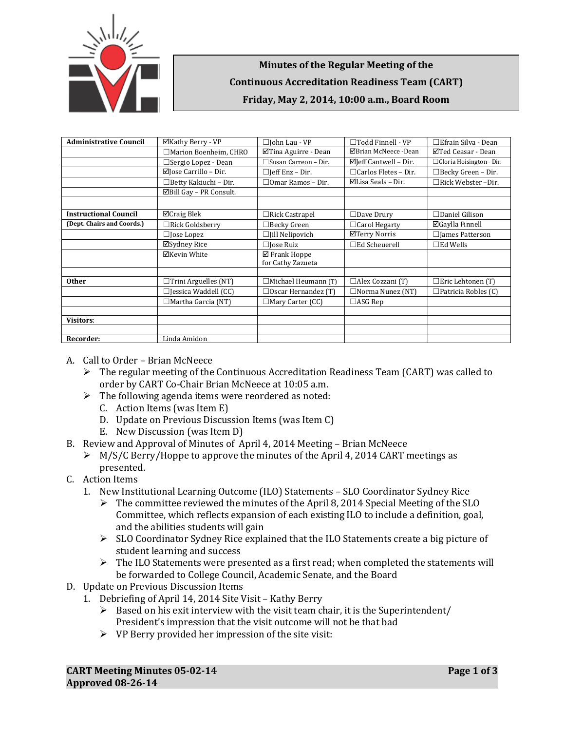# Minutes of the Regular Meeting of the Continuous Accreditation Readiness Team (CART)

**Friday, May 2, 2014, 10:00 a.m., Board Room**

| | | | | |
|---|---|---|---|---|
| **Administrative Council** | ☑Kathy Berry - VP | ☐John Lau - VP | ☐Todd Finnell - VP | ☐Efrain Silva - Dean |
| | ☐Marion Boenheim, CHRO | ☑Tina Aguirre - Dean | ☑Brian McNeece -Dean | ☑Ted Ceasar - Dean |
| | ☐Sergio Lopez - Dean | ☐Susan Carreon – Dir. | ☑Jeff Cantwell – Dir. | ☐Gloria Hoisington– Dir. |
| | ☑Jose Carrillo – Dir. | ☐Jeff Enz – Dir. | ☐Carlos Fletes – Dir. | ☐Becky Green – Dir. |
| | ☐Betty Kakiuchi – Dir. | ☐Omar Ramos – Dir. | ☑Lisa Seals – Dir. | ☐Rick Webster –Dir. |
| | ☑Bill Gay – PR Consult. | | | |
| | | | | |
| **Instructional Council** | ☑Craig Blek | ☐Rick Castrapel | ☐Dave Drury | ☐Daniel Gilison |
| **(Dept. Chairs and Coords.)** | ☐Rick Goldsberry | ☐Becky Green | ☐Carol Hegarty | ☑Gaylla Finnell |
| | ☐Jose Lopez | ☐Jill Nelipovich | ☑Terry Norris | ☐James Patterson |
| | ☑Sydney Rice | ☐Jose Ruiz | ☐Ed Scheuerell | ☐Ed Wells |
| | ☑Kevin White | ☑ Frank Hoppe for Cathy Zazueta | | |
| | | | | |
| **Other** | ☐Trini Arguelles (NT) | ☐Michael Heumann (T) | ☐Alex Cozzani (T) | ☐Eric Lehtonen (T) |
| | ☐Jessica Waddell (CC) | ☐Oscar Hernandez (T) | ☐Norma Nunez (NT) | ☐Patricia Robles (C) |
| | ☐Martha Garcia (NT) | ☐Mary Carter (CC) | ☐ASG Rep | |
| | | | | |
| **Visitors**: | | | | |
| | | | | |
| **Recorder:** | Linda Amidon | | | |

A. Call to Order – Brian McNeece
- The regular meeting of the Continuous Accreditation Readiness Team (CART) was called to order by CART Co-Chair Brian McNeece at 10:05 a.m.
- The following agenda items were reordered as noted:
  - C. Action Items (was Item E)
  - D. Update on Previous Discussion Items (was Item C)
  - E. New Discussion (was Item D)

B. Review and Approval of Minutes of April 4, 2014 Meeting – Brian McNeece
- M/S/C Berry/Hoppe to approve the minutes of the April 4, 2014 CART meetings as presented.

C. Action Items
1. New Institutional Learning Outcome (ILO) Statements – SLO Coordinator Sydney Rice
   - The committee reviewed the minutes of the April 8, 2014 Special Meeting of the SLO Committee, which reflects expansion of each existing ILO to include a definition, goal, and the abilities students will gain
   - SLO Coordinator Sydney Rice explained that the ILO Statements create a big picture of student learning and success
   - The ILO Statements were presented as a first read; when completed the statements will be forwarded to College Council, Academic Senate, and the Board

D. Update on Previous Discussion Items
1. Debriefing of April 14, 2014 Site Visit – Kathy Berry
   - Based on his exit interview with the visit team chair, it is the Superintendent/ President's impression that the visit outcome will not be that bad
   - VP Berry provided her impression of the site visit:

**Approved 08-26-14**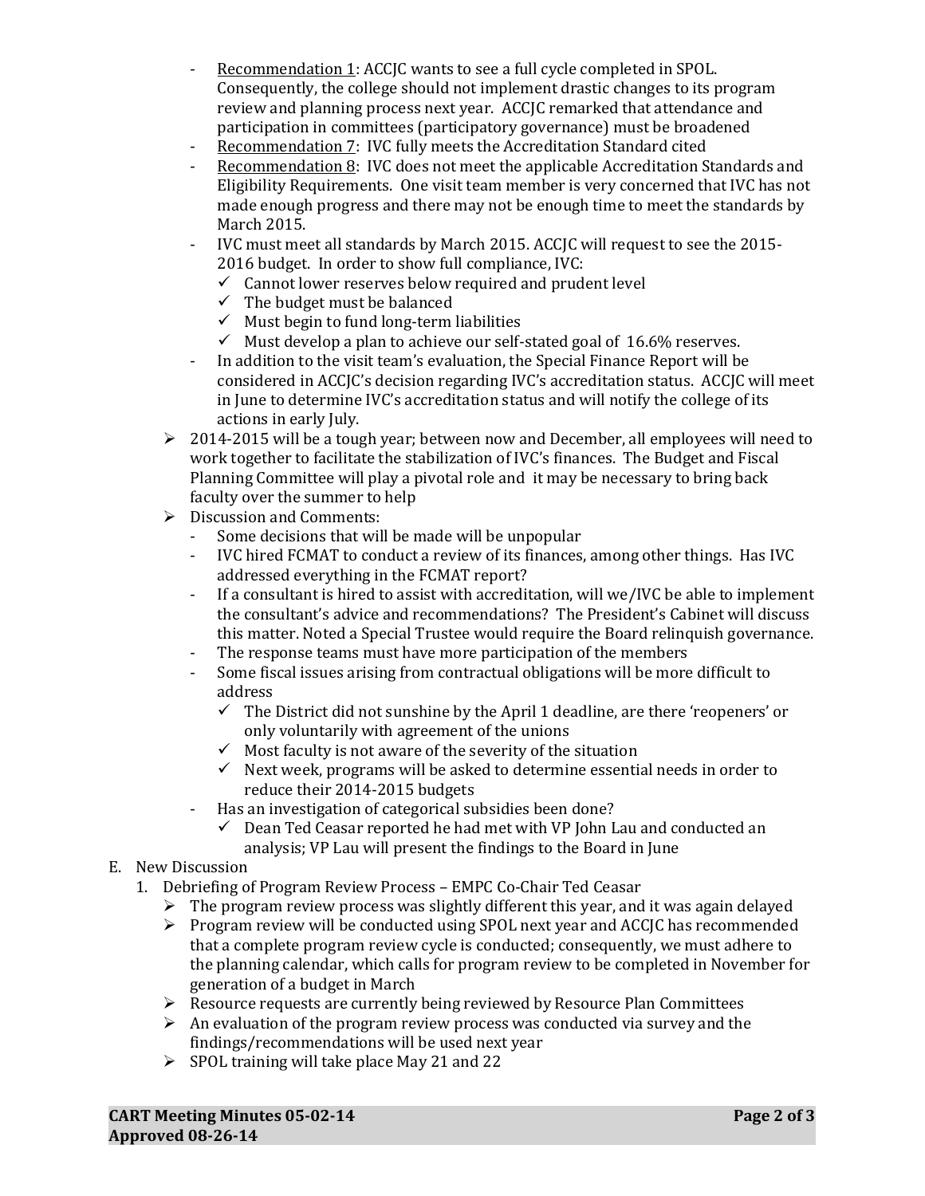- Recommendation 1: ACCJC wants to see a full cycle completed in SPOL. Consequently, the college should not implement drastic changes to its program review and planning process next year. ACCJC remarked that attendance and participation in committees (participatory governance) must be broadened
- Recommendation 7: IVC fully meets the Accreditation Standard cited
- Recommendation 8: IVC does not meet the applicable Accreditation Standards and Eligibility Requirements. One visit team member is very concerned that IVC has not made enough progress and there may not be enough time to meet the standards by March 2015.
- IVC must meet all standards by March 2015. ACCJC will request to see the 2015-2016 budget. In order to show full compliance, IVC:
  - ✓ Cannot lower reserves below required and prudent level
  - ✓ The budget must be balanced
  - ✓ Must begin to fund long-term liabilities
  - ✓ Must develop a plan to achieve our self-stated goal of 16.6% reserves.
- In addition to the visit team's evaluation, the Special Finance Report will be considered in ACCJC's decision regarding IVC's accreditation status. ACCJC will meet in June to determine IVC's accreditation status and will notify the college of its actions in early July.

- 2014-2015 will be a tough year; between now and December, all employees will need to work together to facilitate the stabilization of IVC's finances. The Budget and Fiscal Planning Committee will play a pivotal role and it may be necessary to bring back faculty over the summer to help
- Discussion and Comments:
  - Some decisions that will be made will be unpopular
  - IVC hired FCMAT to conduct a review of its finances, among other things. Has IVC addressed everything in the FCMAT report?
  - If a consultant is hired to assist with accreditation, will we/IVC be able to implement the consultant's advice and recommendations? The President's Cabinet will discuss this matter. Noted a Special Trustee would require the Board relinquish governance.
  - The response teams must have more participation of the members
  - Some fiscal issues arising from contractual obligations will be more difficult to address
    - ✓ The District did not sunshine by the April 1 deadline, are there 'reopeners' or only voluntarily with agreement of the unions
    - ✓ Most faculty is not aware of the severity of the situation
    - ✓ Next week, programs will be asked to determine essential needs in order to reduce their 2014-2015 budgets
  - Has an investigation of categorical subsidies been done?
    - ✓ Dean Ted Ceasar reported he had met with VP John Lau and conducted an analysis; VP Lau will present the findings to the Board in June

E. New Discussion

1. Debriefing of Program Review Process – EMPC Co-Chair Ted Ceasar
   - The program review process was slightly different this year, and it was again delayed
   - Program review will be conducted using SPOL next year and ACCJC has recommended that a complete program review cycle is conducted; consequently, we must adhere to the planning calendar, which calls for program review to be completed in November for generation of a budget in March
   - Resource requests are currently being reviewed by Resource Plan Committees
   - An evaluation of the program review process was conducted via survey and the findings/recommendations will be used next year
   - SPOL training will take place May 21 and 22

**CART Meeting Minutes 05-02-14**
**Approved 08-26-14**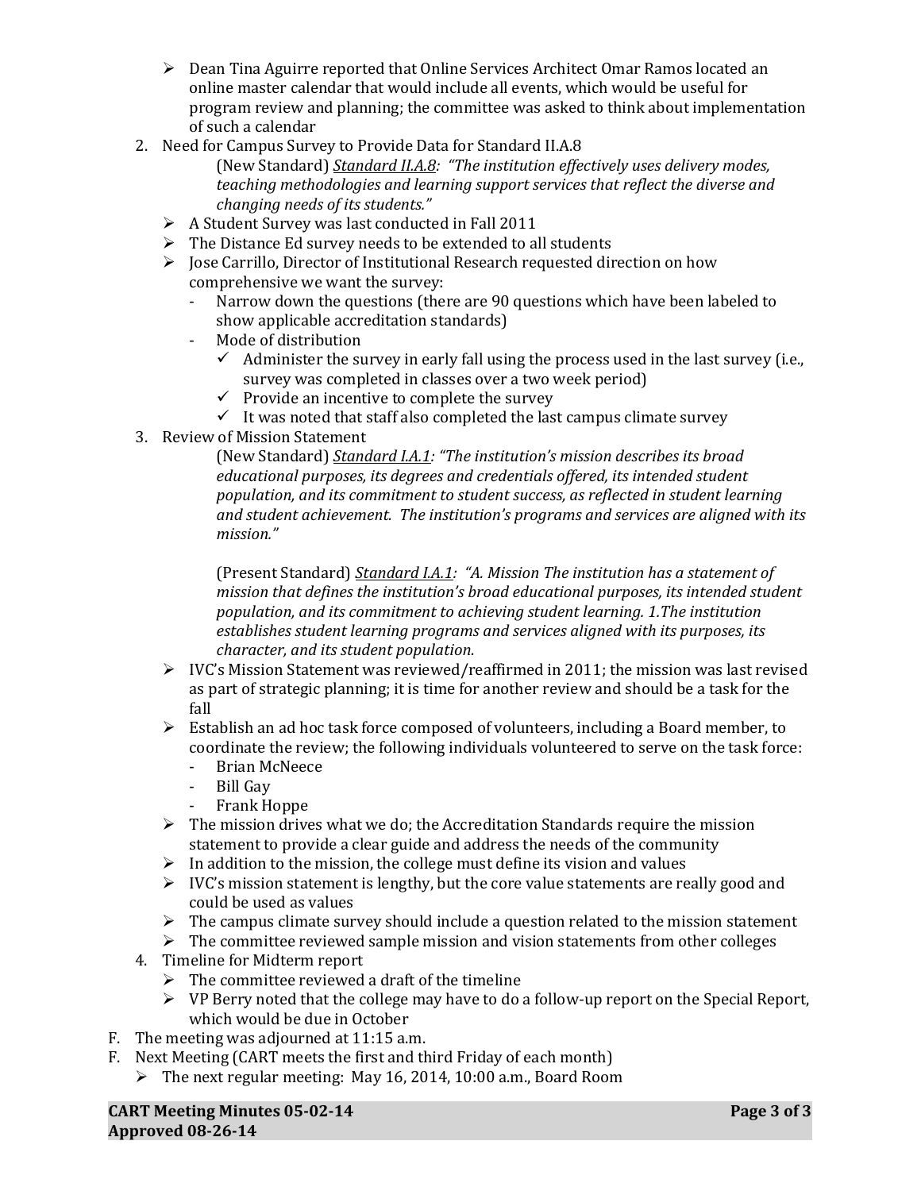- Dean Tina Aguirre reported that Online Services Architect Omar Ramos located an online master calendar that would include all events, which would be useful for program review and planning; the committee was asked to think about implementation of such a calendar

2. Need for Campus Survey to Provide Data for Standard II.A.8

   (New Standard) <u>*Standard II.A.8*</u>*: "The institution effectively uses delivery modes, teaching methodologies and learning support services that reflect the diverse and changing needs of its students."*

   - A Student Survey was last conducted in Fall 2011
   - The Distance Ed survey needs to be extended to all students
   - Jose Carrillo, Director of Institutional Research requested direction on how comprehensive we want the survey:
     - Narrow down the questions (there are 90 questions which have been labeled to show applicable accreditation standards)
     - Mode of distribution
       - ✓ Administer the survey in early fall using the process used in the last survey (i.e., survey was completed in classes over a two week period)
       - ✓ Provide an incentive to complete the survey
       - ✓ It was noted that staff also completed the last campus climate survey

3. Review of Mission Statement

   (New Standard) <u>*Standard I.A.1*</u>*: "The institution's mission describes its broad educational purposes, its degrees and credentials offered, its intended student population, and its commitment to student success, as reflected in student learning and student achievement. The institution's programs and services are aligned with its mission."*

   (Present Standard) <u>*Standard I.A.1*</u>*: "A. Mission The institution has a statement of mission that defines the institution's broad educational purposes, its intended student population, and its commitment to achieving student learning. 1.The institution establishes student learning programs and services aligned with its purposes, its character, and its student population.*

   - IVC's Mission Statement was reviewed/reaffirmed in 2011; the mission was last revised as part of strategic planning; it is time for another review and should be a task for the fall
   - Establish an ad hoc task force composed of volunteers, including a Board member, to coordinate the review; the following individuals volunteered to serve on the task force:
     - Brian McNeece
     - Bill Gay
     - Frank Hoppe
   - The mission drives what we do; the Accreditation Standards require the mission statement to provide a clear guide and address the needs of the community
   - In addition to the mission, the college must define its vision and values
   - IVC's mission statement is lengthy, but the core value statements are really good and could be used as values
   - The campus climate survey should include a question related to the mission statement
   - The committee reviewed sample mission and vision statements from other colleges

4. Timeline for Midterm report
   - The committee reviewed a draft of the timeline
   - VP Berry noted that the college may have to do a follow-up report on the Special Report, which would be due in October

F. The meeting was adjourned at 11:15 a.m.

F. Next Meeting (CART meets the first and third Friday of each month)
   - The next regular meeting: May 16, 2014, 10:00 a.m., Board Room

**CART Meeting Minutes 05-02-14**
**Approved 08-26-14**